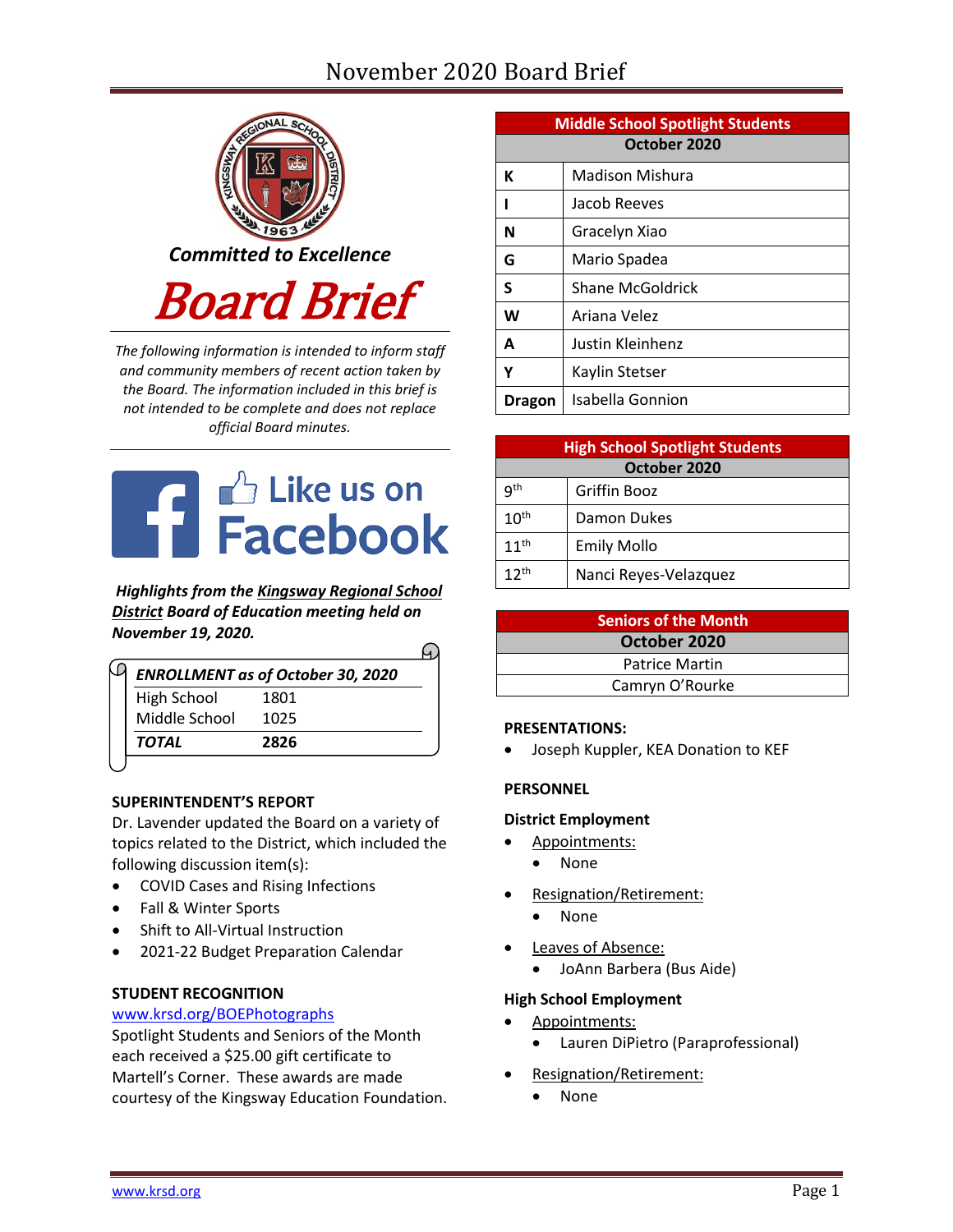# November 2020 Board Brief

*Committed to Excellence*

# Board Brief

*The following information is intended to inform staff and community members of recent action taken by the Board. The information included in this brief is not intended to be complete and does not replace official Board minutes.*

Like us on Facebook

***Highlights from the Kingsway Regional School District Board of Education meeting held on November 19, 2020.***

| *ENROLLMENT as of October 30, 2020* | |
|---|---|
| High School | 1801 |
| Middle School | 1025 |
| ***TOTAL*** | **2826** |

**SUPERINTENDENT'S REPORT**

Dr. Lavender updated the Board on a variety of topics related to the District, which included the following discussion item(s):

- COVID Cases and Rising Infections
- Fall & Winter Sports
- Shift to All-Virtual Instruction
- 2021-22 Budget Preparation Calendar

**STUDENT RECOGNITION**

www.krsd.org/BOEPhotographs

Spotlight Students and Seniors of the Month each received a $25.00 gift certificate to Martell's Corner. These awards are made courtesy of the Kingsway Education Foundation.

| Middle School Spotlight Students | |
|---|---|
| **October 2020** | |
| **K** | Madison Mishura |
| **I** | Jacob Reeves |
| **N** | Gracelyn Xiao |
| **G** | Mario Spadea |
| **S** | Shane McGoldrick |
| **W** | Ariana Velez |
| **A** | Justin Kleinhenz |
| **Y** | Kaylin Stetser |
| **Dragon** | Isabella Gonnion |

| High School Spotlight Students | |
|---|---|
| **October 2020** | |
| 9th | Griffin Booz |
| 10th | Damon Dukes |
| 11th | Emily Mollo |
| 12th | Nanci Reyes-Velazquez |

| Seniors of the Month |
|---|
| **October 2020** |
| Patrice Martin |
| Camryn O'Rourke |

**PRESENTATIONS:**

- Joseph Kuppler, KEA Donation to KEF

**PERSONNEL**

**District Employment**

- Appointments:
  - None
- Resignation/Retirement:
  - None
- Leaves of Absence:
  - JoAnn Barbera (Bus Aide)

**High School Employment**

- Appointments:
  - Lauren DiPietro (Paraprofessional)
- Resignation/Retirement:
  - None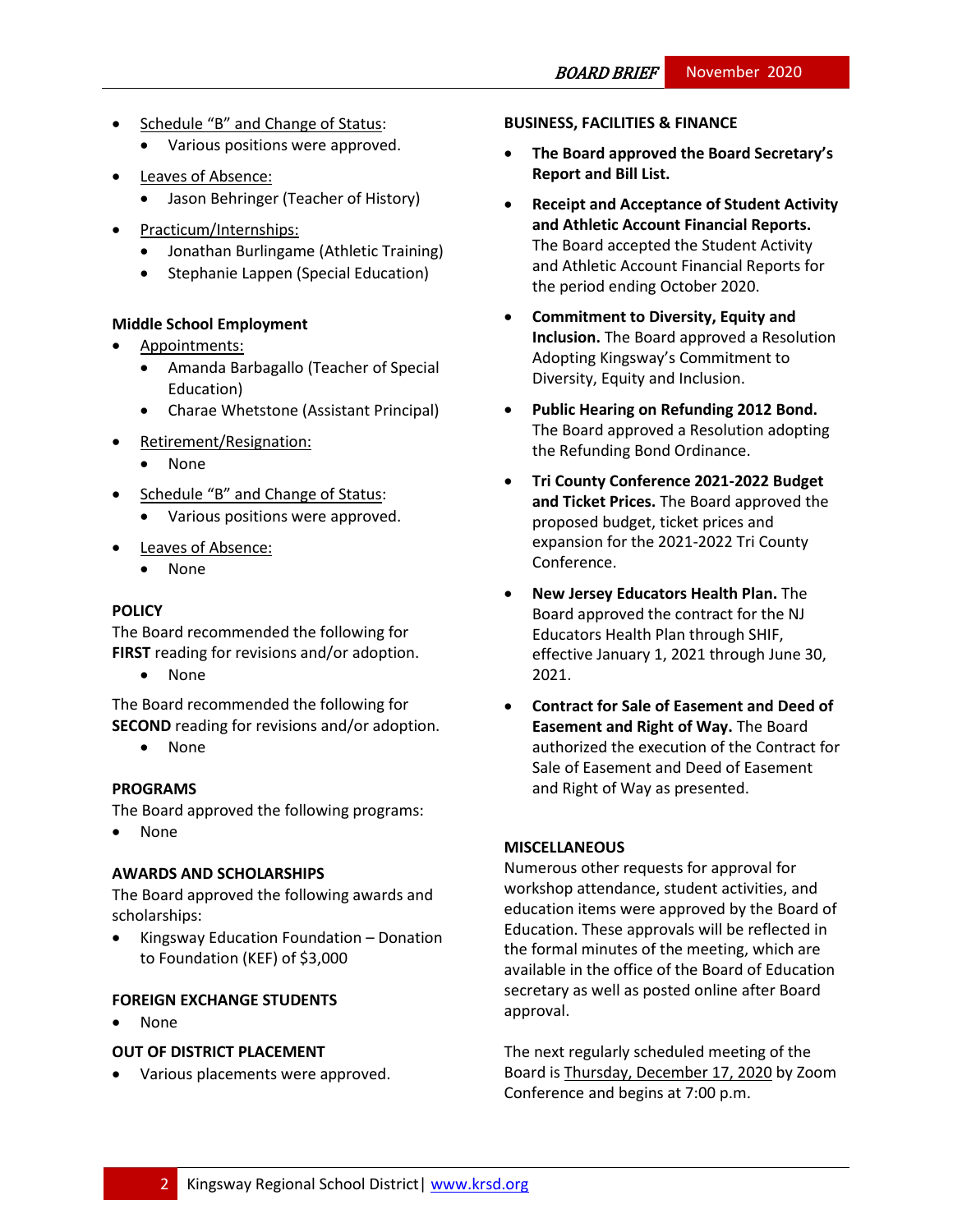- Schedule "B" and Change of Status:
  - Various positions were approved.
- Leaves of Absence:
  - Jason Behringer (Teacher of History)
- Practicum/Internships:
  - Jonathan Burlingame (Athletic Training)
  - Stephanie Lappen (Special Education)

**Middle School Employment**

- Appointments:
  - Amanda Barbagallo (Teacher of Special Education)
  - Charae Whetstone (Assistant Principal)
- Retirement/Resignation:
  - None
- Schedule "B" and Change of Status:
  - Various positions were approved.
- Leaves of Absence:
  - None

**POLICY**

The Board recommended the following for **FIRST** reading for revisions and/or adoption.

- None

The Board recommended the following for **SECOND** reading for revisions and/or adoption.

- None

**PROGRAMS**

The Board approved the following programs:

- None

**AWARDS AND SCHOLARSHIPS**

The Board approved the following awards and scholarships:

- Kingsway Education Foundation – Donation to Foundation (KEF) of $3,000

**FOREIGN EXCHANGE STUDENTS**

- None

**OUT OF DISTRICT PLACEMENT**

- Various placements were approved.

**BUSINESS, FACILITIES & FINANCE**

- **The Board approved the Board Secretary's Report and Bill List.**
- **Receipt and Acceptance of Student Activity and Athletic Account Financial Reports.** The Board accepted the Student Activity and Athletic Account Financial Reports for the period ending October 2020.
- **Commitment to Diversity, Equity and Inclusion.** The Board approved a Resolution Adopting Kingsway's Commitment to Diversity, Equity and Inclusion.
- **Public Hearing on Refunding 2012 Bond.** The Board approved a Resolution adopting the Refunding Bond Ordinance.
- **Tri County Conference 2021-2022 Budget and Ticket Prices.** The Board approved the proposed budget, ticket prices and expansion for the 2021-2022 Tri County Conference.
- **New Jersey Educators Health Plan.** The Board approved the contract for the NJ Educators Health Plan through SHIF, effective January 1, 2021 through June 30, 2021.
- **Contract for Sale of Easement and Deed of Easement and Right of Way.** The Board authorized the execution of the Contract for Sale of Easement and Deed of Easement and Right of Way as presented.

**MISCELLANEOUS**

Numerous other requests for approval for workshop attendance, student activities, and education items were approved by the Board of Education. These approvals will be reflected in the formal minutes of the meeting, which are available in the office of the Board of Education secretary as well as posted online after Board approval.

The next regularly scheduled meeting of the Board is Thursday, December 17, 2020 by Zoom Conference and begins at 7:00 p.m.